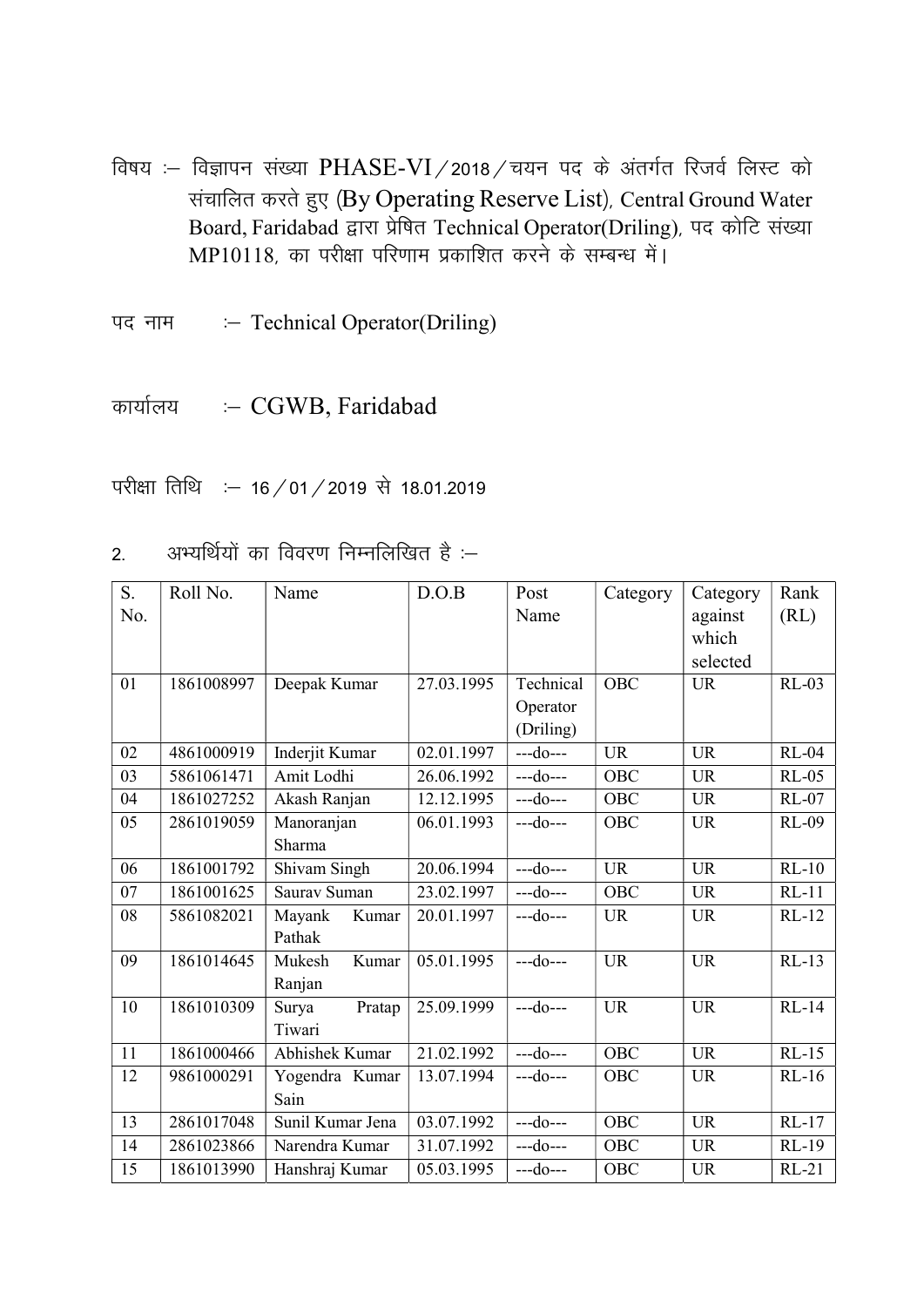विषय :– विज्ञापन संख्या PHASE-VI / 2018 / चयन पद के अंतर्गत रिजर्व लिस्ट को संचालित करते हुए (By Operating Reserve List), Central Ground Water Board, Faridabad द्वारा प्रेषित Technical Operator(Driling), पद कोटि संख्या MP10118, का परीक्षा परिणाम प्रकाशित करने के सम्बन्ध में।

पद नाम :– Technical Operator(Driling)

कार्यालय :– CGWB, Faridabad

परीक्षा तिथि :– 16 / 01 / 2019 से 18.01.2019

2. अभ्यर्थियों का विवरण निम्नलिखित है :–

| S. No. | Roll No. | Name | D.O.B | Post Name | Category | Category against which selected | Rank (RL) |
|---|---|---|---|---|---|---|---|
| 01 | 1861008997 | Deepak Kumar | 27.03.1995 | Technical Operator (Driling) | OBC | UR | RL-03 |
| 02 | 4861000919 | Inderjit Kumar | 02.01.1997 | ---do--- | UR | UR | RL-04 |
| 03 | 5861061471 | Amit Lodhi | 26.06.1992 | ---do--- | OBC | UR | RL-05 |
| 04 | 1861027252 | Akash Ranjan | 12.12.1995 | ---do--- | OBC | UR | RL-07 |
| 05 | 2861019059 | Manoranjan Sharma | 06.01.1993 | ---do--- | OBC | UR | RL-09 |
| 06 | 1861001792 | Shivam Singh | 20.06.1994 | ---do--- | UR | UR | RL-10 |
| 07 | 1861001625 | Saurav Suman | 23.02.1997 | ---do--- | OBC | UR | RL-11 |
| 08 | 5861082021 | Mayank Kumar Pathak | 20.01.1997 | ---do--- | UR | UR | RL-12 |
| 09 | 1861014645 | Mukesh Kumar Ranjan | 05.01.1995 | ---do--- | UR | UR | RL-13 |
| 10 | 1861010309 | Surya Pratap Tiwari | 25.09.1999 | ---do--- | UR | UR | RL-14 |
| 11 | 1861000466 | Abhishek Kumar | 21.02.1992 | ---do--- | OBC | UR | RL-15 |
| 12 | 9861000291 | Yogendra Kumar Sain | 13.07.1994 | ---do--- | OBC | UR | RL-16 |
| 13 | 2861017048 | Sunil Kumar Jena | 03.07.1992 | ---do--- | OBC | UR | RL-17 |
| 14 | 2861023866 | Narendra Kumar | 31.07.1992 | ---do--- | OBC | UR | RL-19 |
| 15 | 1861013990 | Hanshraj Kumar | 05.03.1995 | ---do--- | OBC | UR | RL-21 |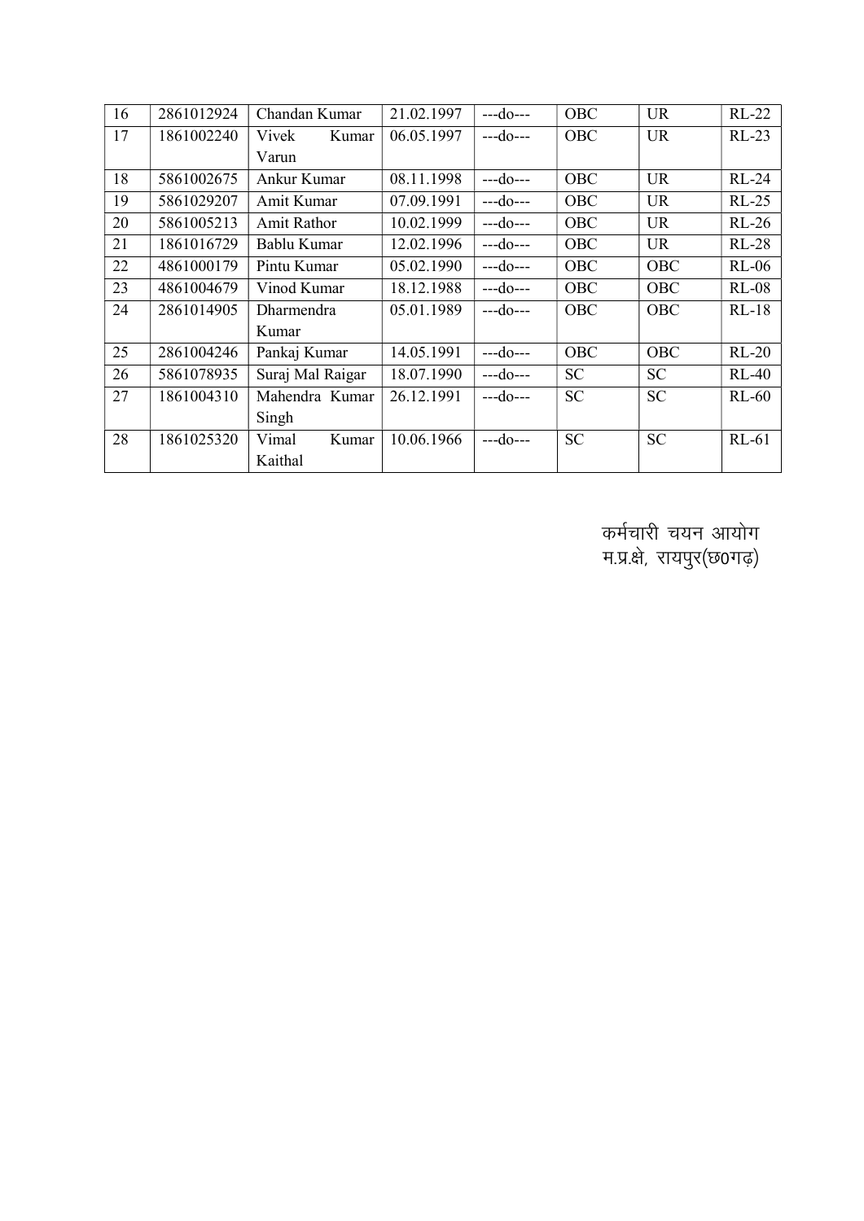| 16 | 2861012924 | Chandan Kumar | 21.02.1997 | ---do--- | OBC | UR | RL-22 |
|---|---|---|---|---|---|---|---|
| 17 | 1861002240 | Vivek Kumar Varun | 06.05.1997 | ---do--- | OBC | UR | RL-23 |
| 18 | 5861002675 | Ankur Kumar | 08.11.1998 | ---do--- | OBC | UR | RL-24 |
| 19 | 5861029207 | Amit Kumar | 07.09.1991 | ---do--- | OBC | UR | RL-25 |
| 20 | 5861005213 | Amit Rathor | 10.02.1999 | ---do--- | OBC | UR | RL-26 |
| 21 | 1861016729 | Bablu Kumar | 12.02.1996 | ---do--- | OBC | UR | RL-28 |
| 22 | 4861000179 | Pintu Kumar | 05.02.1990 | ---do--- | OBC | OBC | RL-06 |
| 23 | 4861004679 | Vinod Kumar | 18.12.1988 | ---do--- | OBC | OBC | RL-08 |
| 24 | 2861014905 | Dharmendra Kumar | 05.01.1989 | ---do--- | OBC | OBC | RL-18 |
| 25 | 2861004246 | Pankaj Kumar | 14.05.1991 | ---do--- | OBC | OBC | RL-20 |
| 26 | 5861078935 | Suraj Mal Raigar | 18.07.1990 | ---do--- | SC | SC | RL-40 |
| 27 | 1861004310 | Mahendra Kumar Singh | 26.12.1991 | ---do--- | SC | SC | RL-60 |
| 28 | 1861025320 | Vimal Kumar Kaithal | 10.06.1966 | ---do--- | SC | SC | RL-61 |

कर्मचारी चयन आयोग
म.प्र.क्षे, रायपुर(छ0गढ़)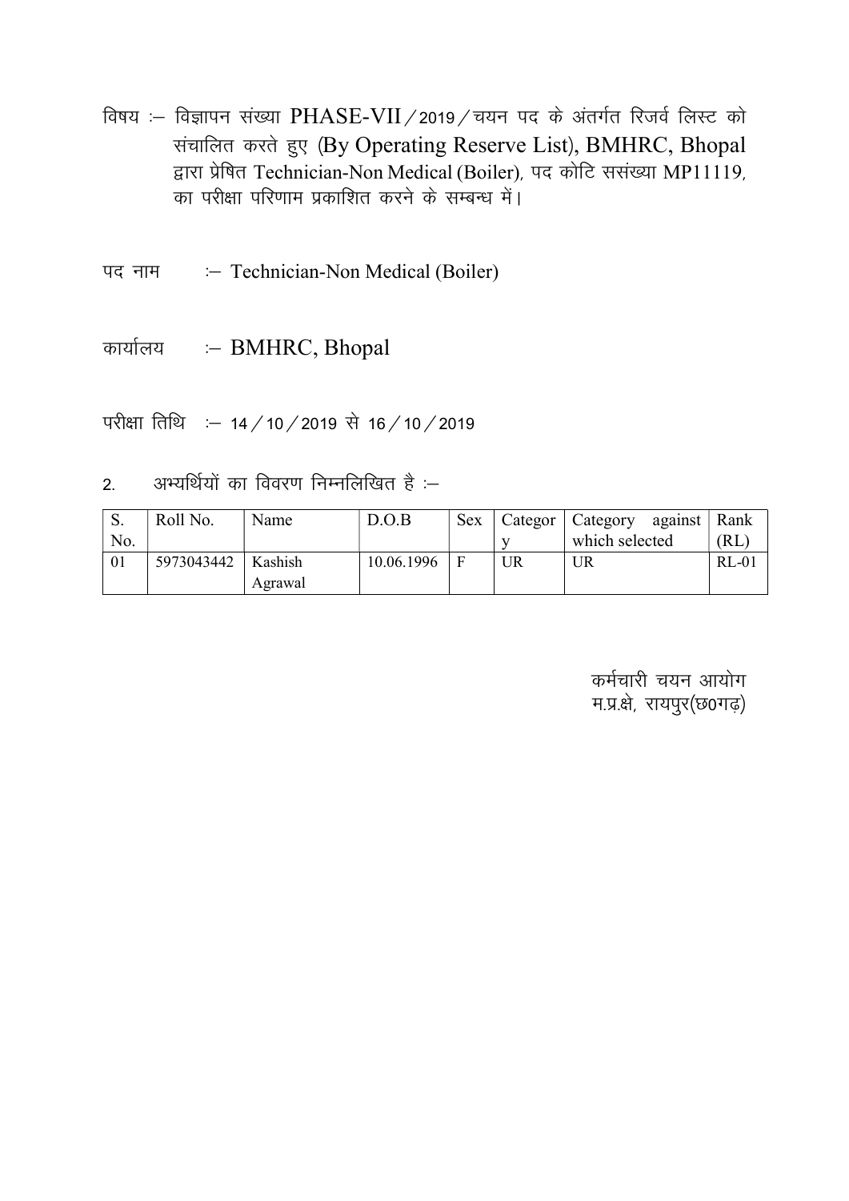विषय :– विज्ञापन संख्या PHASE-VII/2019/चयन पद के अंतर्गत रिजर्व लिस्ट को संचालित करते हुए (By Operating Reserve List), BMHRC, Bhopal द्वारा प्रेषित Technician-Non Medical (Boiler), पद कोटि ससंख्या MP11119, का परीक्षा परिणाम प्रकाशित करने के सम्बन्ध में।

पद नाम :– Technician-Non Medical (Boiler)

कार्यालय :– BMHRC, Bhopal

परीक्षा तिथि :– 14/10/2019 से 16/10/2019

2. अभ्यर्थियों का विवरण निम्नलिखित है :–

| S. No. | Roll No. | Name | D.O.B | Sex | Category | Category against which selected | Rank (RL) |
|---|---|---|---|---|---|---|---|
| 01 | 5973043442 | Kashish Agrawal | 10.06.1996 | F | UR | UR | RL-01 |

कर्मचारी चयन आयोग
म.प्र.क्षे, रायपुर(छ0गढ़)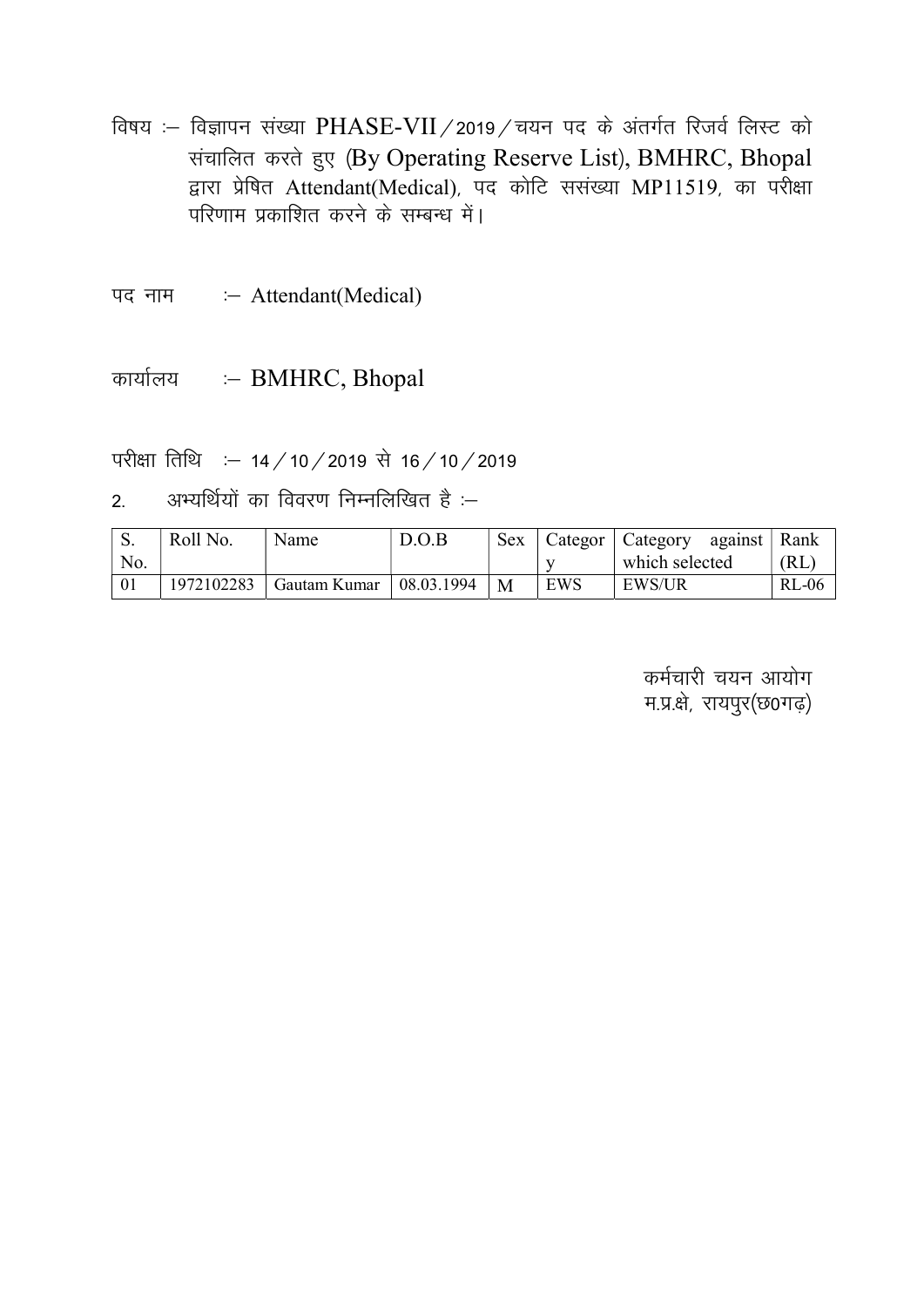विषय :– विज्ञापन संख्या PHASE-VII / 2019 / चयन पद के अंतर्गत रिजर्व लिस्ट को संचालित करते हुए (By Operating Reserve List), BMHRC, Bhopal द्वारा प्रेषित Attendant(Medical), पद कोटि ससंख्या MP11519, का परीक्षा परिणाम प्रकाशित करने के सम्बन्ध में।

पद नाम :– Attendant(Medical)

कार्यालय :– BMHRC, Bhopal

परीक्षा तिथि :– 14 / 10 / 2019 से 16 / 10 / 2019

2. अभ्यर्थियों का विवरण निम्नलिखित है :–

| S. No. | Roll No. | Name | D.O.B | Sex | Category | Category against which selected | Rank (RL) |
|---|---|---|---|---|---|---|---|
| 01 | 1972102283 | Gautam Kumar | 08.03.1994 | M | EWS | EWS/UR | RL-06 |

कर्मचारी चयन आयोग
म.प्र.क्षे, रायपुर(छ0गढ़)